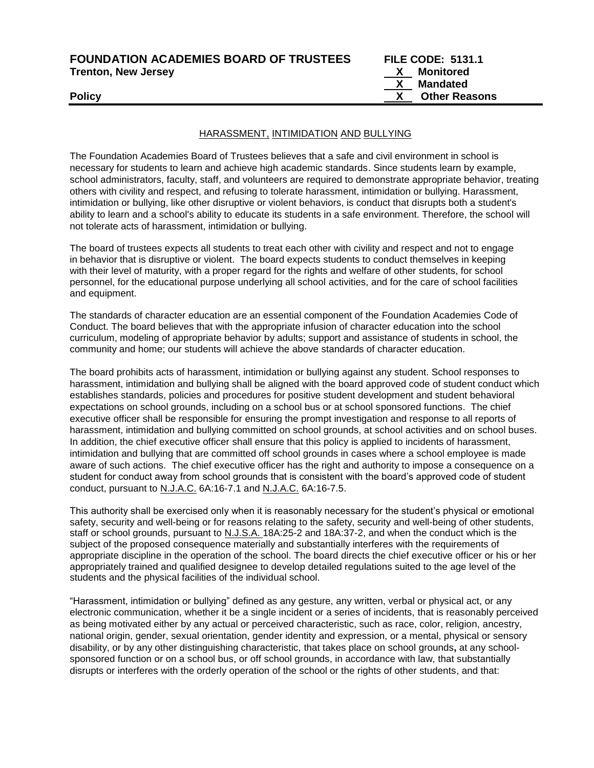**FOUNDATION ACADEMIES BOARD OF TRUSTEES** **FILE CODE: 5131.1**
**Trenton, New Jersey** **X Monitored**
**X Mandated**
**Policy** **X Other Reasons**

HARASSMENT, INTIMIDATION AND BULLYING

The Foundation Academies Board of Trustees believes that a safe and civil environment in school is necessary for students to learn and achieve high academic standards. Since students learn by example, school administrators, faculty, staff, and volunteers are required to demonstrate appropriate behavior, treating others with civility and respect, and refusing to tolerate harassment, intimidation or bullying. Harassment, intimidation or bullying, like other disruptive or violent behaviors, is conduct that disrupts both a student's ability to learn and a school's ability to educate its students in a safe environment. Therefore, the school will not tolerate acts of harassment, intimidation or bullying.

The board of trustees expects all students to treat each other with civility and respect and not to engage in behavior that is disruptive or violent. The board expects students to conduct themselves in keeping with their level of maturity, with a proper regard for the rights and welfare of other students, for school personnel, for the educational purpose underlying all school activities, and for the care of school facilities and equipment.

The standards of character education are an essential component of the Foundation Academies Code of Conduct. The board believes that with the appropriate infusion of character education into the school curriculum, modeling of appropriate behavior by adults; support and assistance of students in school, the community and home; our students will achieve the above standards of character education.

The board prohibits acts of harassment, intimidation or bullying against any student. School responses to harassment, intimidation and bullying shall be aligned with the board approved code of student conduct which establishes standards, policies and procedures for positive student development and student behavioral expectations on school grounds, including on a school bus or at school sponsored functions. The chief executive officer shall be responsible for ensuring the prompt investigation and response to all reports of harassment, intimidation and bullying committed on school grounds, at school activities and on school buses. In addition, the chief executive officer shall ensure that this policy is applied to incidents of harassment, intimidation and bullying that are committed off school grounds in cases where a school employee is made aware of such actions. The chief executive officer has the right and authority to impose a consequence on a student for conduct away from school grounds that is consistent with the board's approved code of student conduct, pursuant to N.J.A.C. 6A:16-7.1 and N.J.A.C. 6A:16-7.5.

This authority shall be exercised only when it is reasonably necessary for the student's physical or emotional safety, security and well-being or for reasons relating to the safety, security and well-being of other students, staff or school grounds, pursuant to N.J.S.A. 18A:25-2 and 18A:37-2, and when the conduct which is the subject of the proposed consequence materially and substantially interferes with the requirements of appropriate discipline in the operation of the school. The board directs the chief executive officer or his or her appropriately trained and qualified designee to develop detailed regulations suited to the age level of the students and the physical facilities of the individual school.

"Harassment, intimidation or bullying" defined as any gesture, any written, verbal or physical act, or any electronic communication, whether it be a single incident or a series of incidents, that is reasonably perceived as being motivated either by any actual or perceived characteristic, such as race, color, religion, ancestry, national origin, gender, sexual orientation, gender identity and expression, or a mental, physical or sensory disability, or by any other distinguishing characteristic, that takes place on school grounds**,** at any school-sponsored function or on a school bus, or off school grounds, in accordance with law, that substantially disrupts or interferes with the orderly operation of the school or the rights of other students, and that: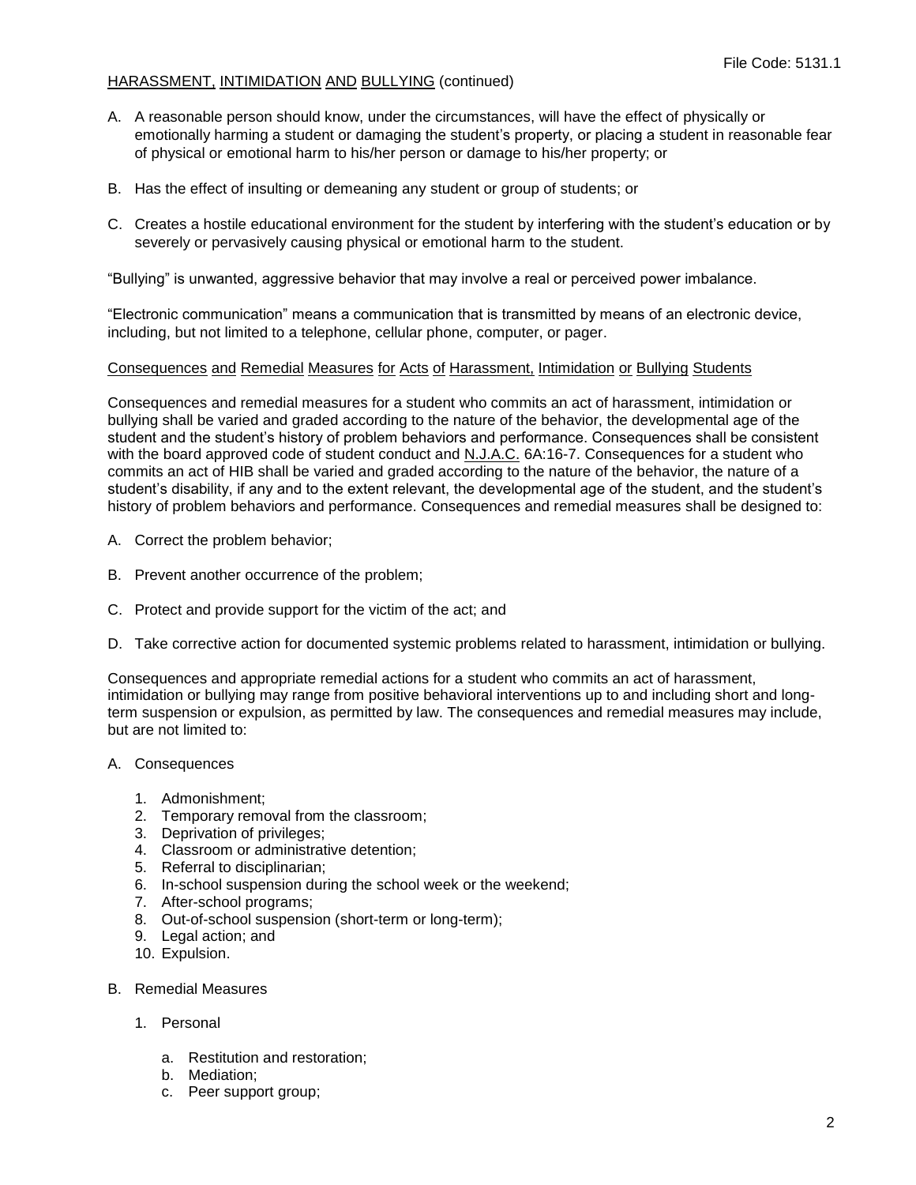HARASSMENT, INTIMIDATION AND BULLYING (continued)

A. A reasonable person should know, under the circumstances, will have the effect of physically or emotionally harming a student or damaging the student's property, or placing a student in reasonable fear of physical or emotional harm to his/her person or damage to his/her property; or

B. Has the effect of insulting or demeaning any student or group of students; or

C. Creates a hostile educational environment for the student by interfering with the student's education or by severely or pervasively causing physical or emotional harm to the student.

"Bullying" is unwanted, aggressive behavior that may involve a real or perceived power imbalance.

"Electronic communication" means a communication that is transmitted by means of an electronic device, including, but not limited to a telephone, cellular phone, computer, or pager.

Consequences and Remedial Measures for Acts of Harassment, Intimidation or Bullying Students

Consequences and remedial measures for a student who commits an act of harassment, intimidation or bullying shall be varied and graded according to the nature of the behavior, the developmental age of the student and the student's history of problem behaviors and performance. Consequences shall be consistent with the board approved code of student conduct and N.J.A.C. 6A:16-7. Consequences for a student who commits an act of HIB shall be varied and graded according to the nature of the behavior, the nature of a student's disability, if any and to the extent relevant, the developmental age of the student, and the student's history of problem behaviors and performance. Consequences and remedial measures shall be designed to:

A. Correct the problem behavior;

B. Prevent another occurrence of the problem;

C. Protect and provide support for the victim of the act; and

D. Take corrective action for documented systemic problems related to harassment, intimidation or bullying.

Consequences and appropriate remedial actions for a student who commits an act of harassment, intimidation or bullying may range from positive behavioral interventions up to and including short and long-term suspension or expulsion, as permitted by law. The consequences and remedial measures may include, but are not limited to:

A. Consequences

   1. Admonishment;
   2. Temporary removal from the classroom;
   3. Deprivation of privileges;
   4. Classroom or administrative detention;
   5. Referral to disciplinarian;
   6. In-school suspension during the school week or the weekend;
   7. After-school programs;
   8. Out-of-school suspension (short-term or long-term);
   9. Legal action; and
   10. Expulsion.

B. Remedial Measures

   1. Personal

      a. Restitution and restoration;
      b. Mediation;
      c. Peer support group;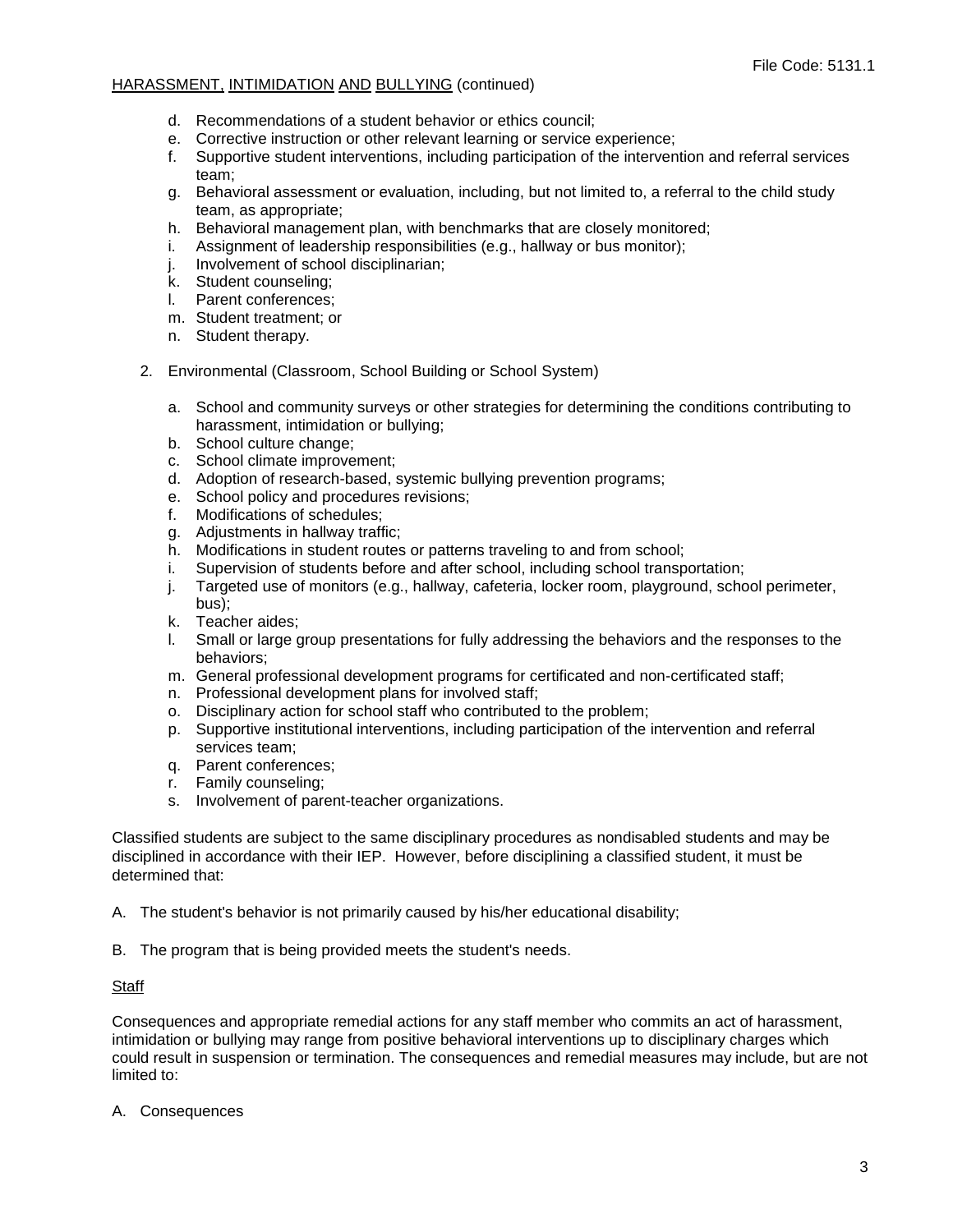d. Recommendations of a student behavior or ethics council;
e. Corrective instruction or other relevant learning or service experience;
f. Supportive student interventions, including participation of the intervention and referral services team;
g. Behavioral assessment or evaluation, including, but not limited to, a referral to the child study team, as appropriate;
h. Behavioral management plan, with benchmarks that are closely monitored;
i. Assignment of leadership responsibilities (e.g., hallway or bus monitor);
j. Involvement of school disciplinarian;
k. Student counseling;
l. Parent conferences;
m. Student treatment; or
n. Student therapy.

2. Environmental (Classroom, School Building or School System)

   a. School and community surveys or other strategies for determining the conditions contributing to harassment, intimidation or bullying;
   b. School culture change;
   c. School climate improvement;
   d. Adoption of research-based, systemic bullying prevention programs;
   e. School policy and procedures revisions;
   f. Modifications of schedules;
   g. Adjustments in hallway traffic;
   h. Modifications in student routes or patterns traveling to and from school;
   i. Supervision of students before and after school, including school transportation;
   j. Targeted use of monitors (e.g., hallway, cafeteria, locker room, playground, school perimeter, bus);
   k. Teacher aides;
   l. Small or large group presentations for fully addressing the behaviors and the responses to the behaviors;
   m. General professional development programs for certificated and non-certificated staff;
   n. Professional development plans for involved staff;
   o. Disciplinary action for school staff who contributed to the problem;
   p. Supportive institutional interventions, including participation of the intervention and referral services team;
   q. Parent conferences;
   r. Family counseling;
   s. Involvement of parent-teacher organizations.

Classified students are subject to the same disciplinary procedures as nondisabled students and may be disciplined in accordance with their IEP. However, before disciplining a classified student, it must be determined that:

A. The student's behavior is not primarily caused by his/her educational disability;

B. The program that is being provided meets the student's needs.

<u>Staff</u>

Consequences and appropriate remedial actions for any staff member who commits an act of harassment, intimidation or bullying may range from positive behavioral interventions up to disciplinary charges which could result in suspension or termination. The consequences and remedial measures may include, but are not limited to:

A. Consequences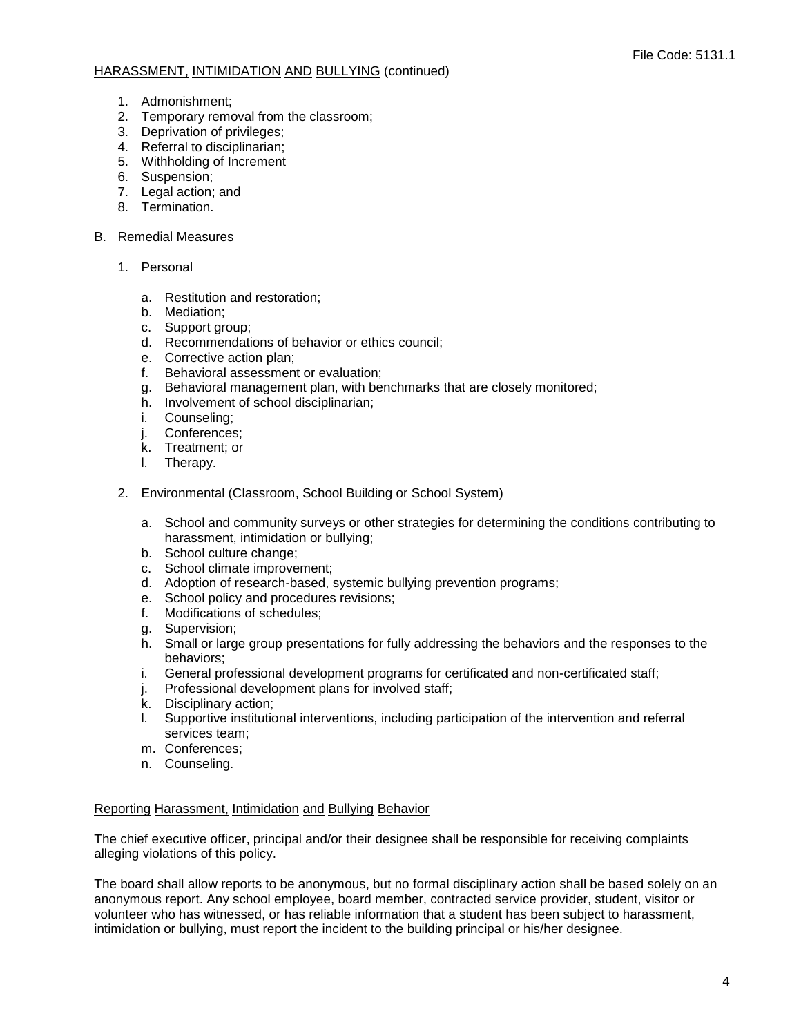1. Admonishment;
2. Temporary removal from the classroom;
3. Deprivation of privileges;
4. Referral to disciplinarian;
5. Withholding of Increment
6. Suspension;
7. Legal action; and
8. Termination.

B. Remedial Measures

1. Personal

   a. Restitution and restoration;
   b. Mediation;
   c. Support group;
   d. Recommendations of behavior or ethics council;
   e. Corrective action plan;
   f. Behavioral assessment or evaluation;
   g. Behavioral management plan, with benchmarks that are closely monitored;
   h. Involvement of school disciplinarian;
   i. Counseling;
   j. Conferences;
   k. Treatment; or
   l. Therapy.

2. Environmental (Classroom, School Building or School System)

   a. School and community surveys or other strategies for determining the conditions contributing to harassment, intimidation or bullying;
   b. School culture change;
   c. School climate improvement;
   d. Adoption of research-based, systemic bullying prevention programs;
   e. School policy and procedures revisions;
   f. Modifications of schedules;
   g. Supervision;
   h. Small or large group presentations for fully addressing the behaviors and the responses to the behaviors;
   i. General professional development programs for certificated and non-certificated staff;
   j. Professional development plans for involved staff;
   k. Disciplinary action;
   l. Supportive institutional interventions, including participation of the intervention and referral services team;
   m. Conferences;
   n. Counseling.

## Reporting Harassment, Intimidation and Bullying Behavior

The chief executive officer, principal and/or their designee shall be responsible for receiving complaints alleging violations of this policy.

The board shall allow reports to be anonymous, but no formal disciplinary action shall be based solely on an anonymous report. Any school employee, board member, contracted service provider, student, visitor or volunteer who has witnessed, or has reliable information that a student has been subject to harassment, intimidation or bullying, must report the incident to the building principal or his/her designee.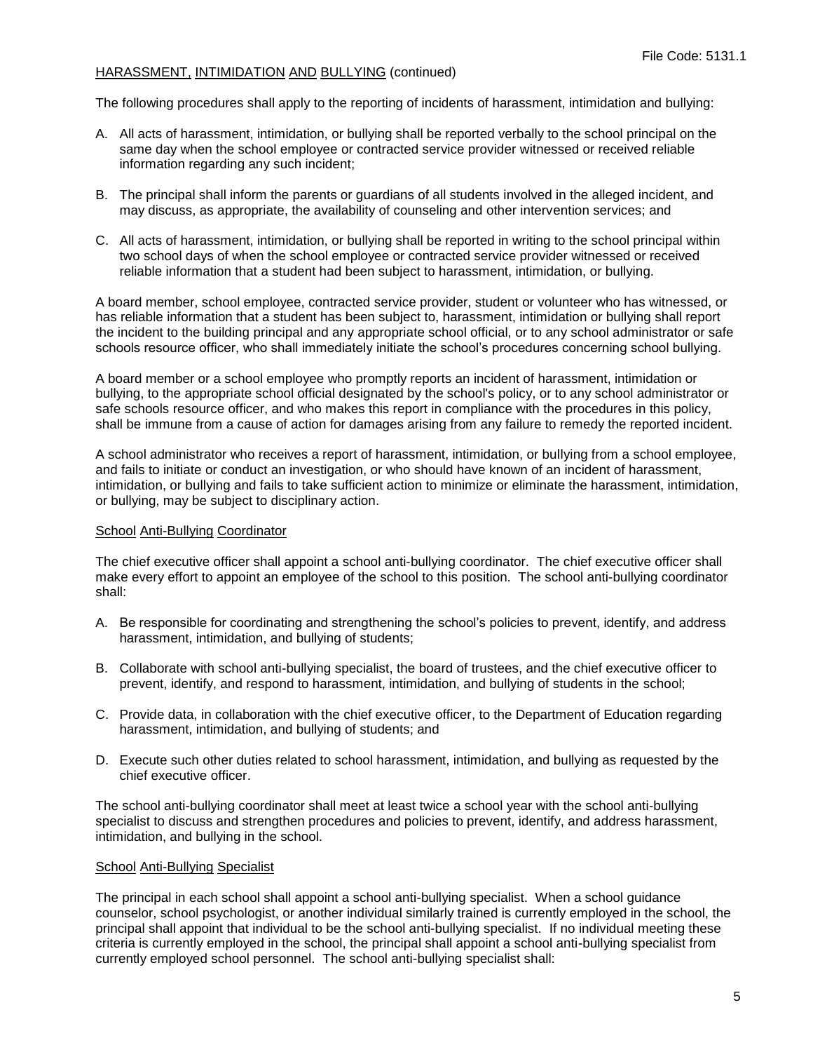The following procedures shall apply to the reporting of incidents of harassment, intimidation and bullying:

A. All acts of harassment, intimidation, or bullying shall be reported verbally to the school principal on the same day when the school employee or contracted service provider witnessed or received reliable information regarding any such incident;

B. The principal shall inform the parents or guardians of all students involved in the alleged incident, and may discuss, as appropriate, the availability of counseling and other intervention services; and

C. All acts of harassment, intimidation, or bullying shall be reported in writing to the school principal within two school days of when the school employee or contracted service provider witnessed or received reliable information that a student had been subject to harassment, intimidation, or bullying.

A board member, school employee, contracted service provider, student or volunteer who has witnessed, or has reliable information that a student has been subject to, harassment, intimidation or bullying shall report the incident to the building principal and any appropriate school official, or to any school administrator or safe schools resource officer, who shall immediately initiate the school's procedures concerning school bullying.

A board member or a school employee who promptly reports an incident of harassment, intimidation or bullying, to the appropriate school official designated by the school's policy, or to any school administrator or safe schools resource officer, and who makes this report in compliance with the procedures in this policy, shall be immune from a cause of action for damages arising from any failure to remedy the reported incident.

A school administrator who receives a report of harassment, intimidation, or bullying from a school employee, and fails to initiate or conduct an investigation, or who should have known of an incident of harassment, intimidation, or bullying and fails to take sufficient action to minimize or eliminate the harassment, intimidation, or bullying, may be subject to disciplinary action.

## School Anti-Bullying Coordinator

The chief executive officer shall appoint a school anti-bullying coordinator. The chief executive officer shall make every effort to appoint an employee of the school to this position. The school anti-bullying coordinator shall:

A. Be responsible for coordinating and strengthening the school's policies to prevent, identify, and address harassment, intimidation, and bullying of students;

B. Collaborate with school anti-bullying specialist, the board of trustees, and the chief executive officer to prevent, identify, and respond to harassment, intimidation, and bullying of students in the school;

C. Provide data, in collaboration with the chief executive officer, to the Department of Education regarding harassment, intimidation, and bullying of students; and

D. Execute such other duties related to school harassment, intimidation, and bullying as requested by the chief executive officer.

The school anti-bullying coordinator shall meet at least twice a school year with the school anti-bullying specialist to discuss and strengthen procedures and policies to prevent, identify, and address harassment, intimidation, and bullying in the school.

## School Anti-Bullying Specialist

The principal in each school shall appoint a school anti-bullying specialist. When a school guidance counselor, school psychologist, or another individual similarly trained is currently employed in the school, the principal shall appoint that individual to be the school anti-bullying specialist. If no individual meeting these criteria is currently employed in the school, the principal shall appoint a school anti-bullying specialist from currently employed school personnel. The school anti-bullying specialist shall: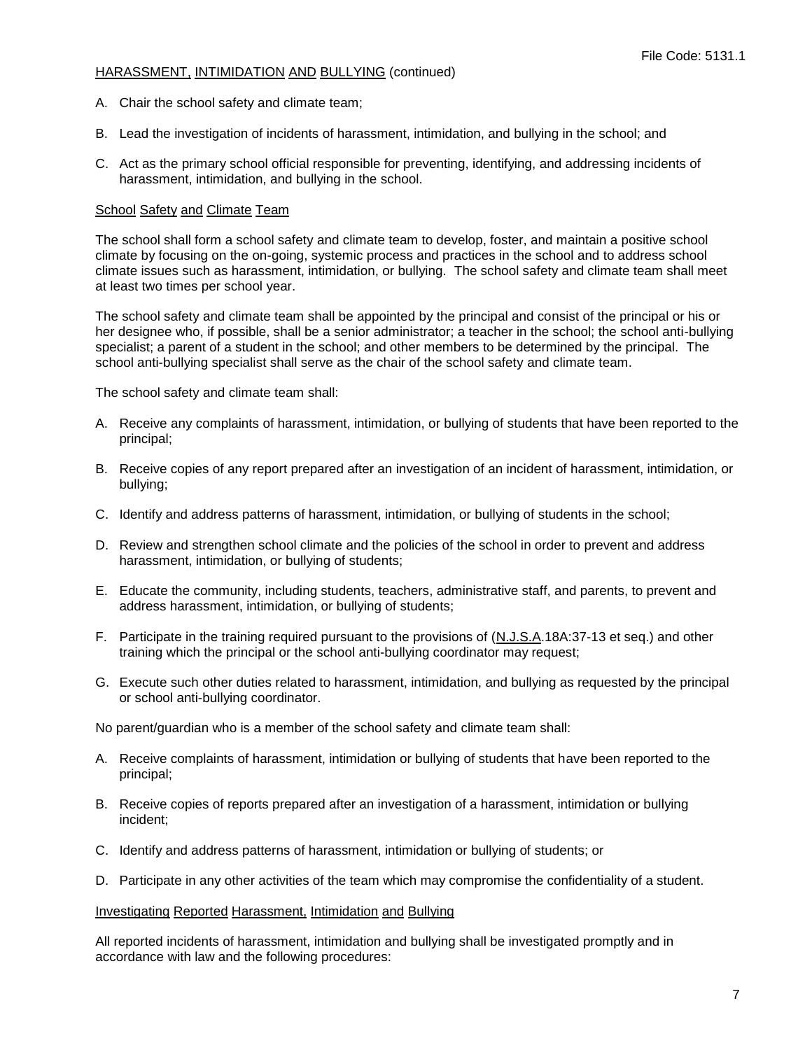A. Chair the school safety and climate team;

B. Lead the investigation of incidents of harassment, intimidation, and bullying in the school; and

C. Act as the primary school official responsible for preventing, identifying, and addressing incidents of harassment, intimidation, and bullying in the school.

## School Safety and Climate Team

The school shall form a school safety and climate team to develop, foster, and maintain a positive school climate by focusing on the on-going, systemic process and practices in the school and to address school climate issues such as harassment, intimidation, or bullying. The school safety and climate team shall meet at least two times per school year.

The school safety and climate team shall be appointed by the principal and consist of the principal or his or her designee who, if possible, shall be a senior administrator; a teacher in the school; the school anti-bullying specialist; a parent of a student in the school; and other members to be determined by the principal. The school anti-bullying specialist shall serve as the chair of the school safety and climate team.

The school safety and climate team shall:

A. Receive any complaints of harassment, intimidation, or bullying of students that have been reported to the principal;

B. Receive copies of any report prepared after an investigation of an incident of harassment, intimidation, or bullying;

C. Identify and address patterns of harassment, intimidation, or bullying of students in the school;

D. Review and strengthen school climate and the policies of the school in order to prevent and address harassment, intimidation, or bullying of students;

E. Educate the community, including students, teachers, administrative staff, and parents, to prevent and address harassment, intimidation, or bullying of students;

F. Participate in the training required pursuant to the provisions of (N.J.S.A.18A:37-13 et seq.) and other training which the principal or the school anti-bullying coordinator may request;

G. Execute such other duties related to harassment, intimidation, and bullying as requested by the principal or school anti-bullying coordinator.

No parent/guardian who is a member of the school safety and climate team shall:

A. Receive complaints of harassment, intimidation or bullying of students that have been reported to the principal;

B. Receive copies of reports prepared after an investigation of a harassment, intimidation or bullying incident;

C. Identify and address patterns of harassment, intimidation or bullying of students; or

D. Participate in any other activities of the team which may compromise the confidentiality of a student.

## Investigating Reported Harassment, Intimidation and Bullying

All reported incidents of harassment, intimidation and bullying shall be investigated promptly and in accordance with law and the following procedures: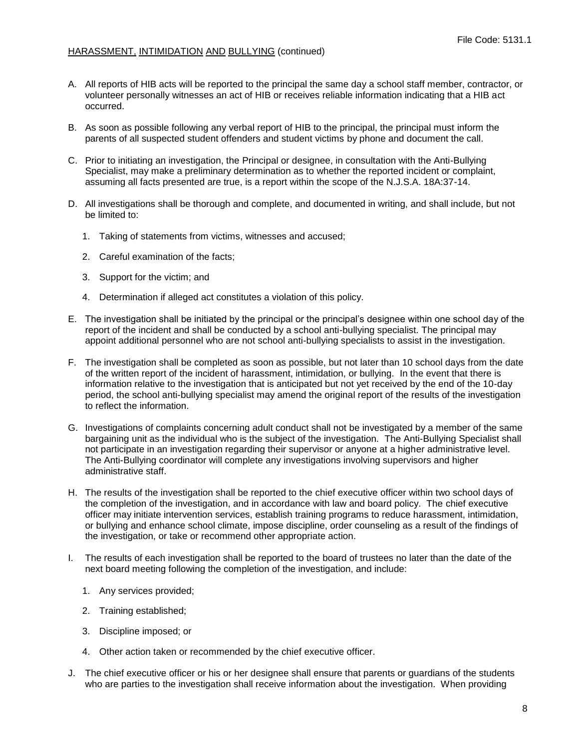A. All reports of HIB acts will be reported to the principal the same day a school staff member, contractor, or volunteer personally witnesses an act of HIB or receives reliable information indicating that a HIB act occurred.

B. As soon as possible following any verbal report of HIB to the principal, the principal must inform the parents of all suspected student offenders and student victims by phone and document the call.

C. Prior to initiating an investigation, the Principal or designee, in consultation with the Anti-Bullying Specialist, may make a preliminary determination as to whether the reported incident or complaint, assuming all facts presented are true, is a report within the scope of the N.J.S.A. 18A:37-14.

D. All investigations shall be thorough and complete, and documented in writing, and shall include, but not be limited to:

   1. Taking of statements from victims, witnesses and accused;
   2. Careful examination of the facts;
   3. Support for the victim; and
   4. Determination if alleged act constitutes a violation of this policy.

E. The investigation shall be initiated by the principal or the principal's designee within one school day of the report of the incident and shall be conducted by a school anti-bullying specialist. The principal may appoint additional personnel who are not school anti-bullying specialists to assist in the investigation.

F. The investigation shall be completed as soon as possible, but not later than 10 school days from the date of the written report of the incident of harassment, intimidation, or bullying. In the event that there is information relative to the investigation that is anticipated but not yet received by the end of the 10-day period, the school anti-bullying specialist may amend the original report of the results of the investigation to reflect the information.

G. Investigations of complaints concerning adult conduct shall not be investigated by a member of the same bargaining unit as the individual who is the subject of the investigation. The Anti-Bullying Specialist shall not participate in an investigation regarding their supervisor or anyone at a higher administrative level. The Anti-Bullying coordinator will complete any investigations involving supervisors and higher administrative staff.

H. The results of the investigation shall be reported to the chief executive officer within two school days of the completion of the investigation, and in accordance with law and board policy. The chief executive officer may initiate intervention services, establish training programs to reduce harassment, intimidation, or bullying and enhance school climate, impose discipline, order counseling as a result of the findings of the investigation, or take or recommend other appropriate action.

I. The results of each investigation shall be reported to the board of trustees no later than the date of the next board meeting following the completion of the investigation, and include:

   1. Any services provided;
   2. Training established;
   3. Discipline imposed; or
   4. Other action taken or recommended by the chief executive officer.

J. The chief executive officer or his or her designee shall ensure that parents or guardians of the students who are parties to the investigation shall receive information about the investigation. When providing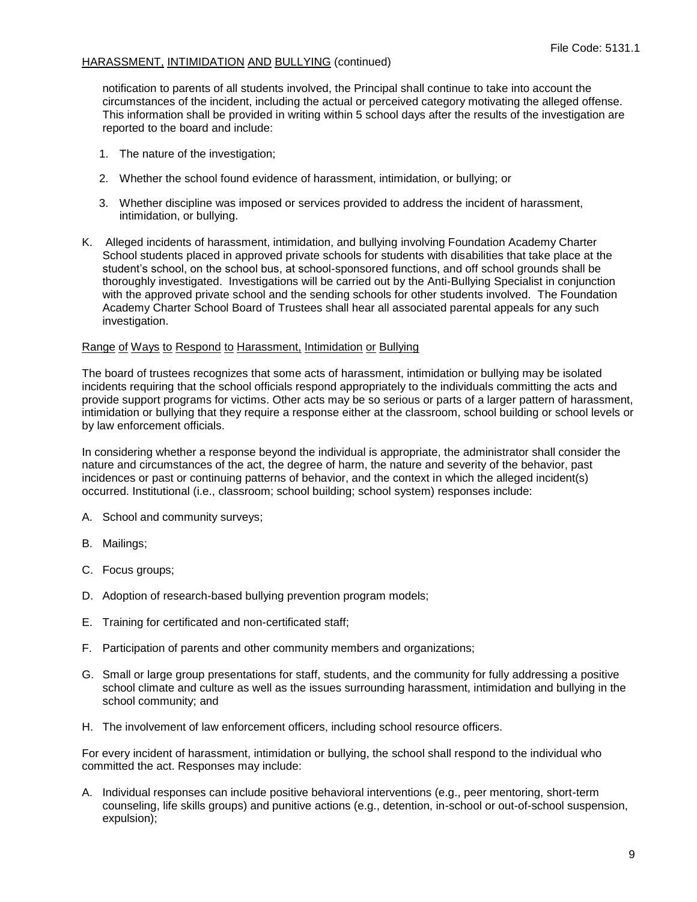notification to parents of all students involved, the Principal shall continue to take into account the circumstances of the incident, including the actual or perceived category motivating the alleged offense. This information shall be provided in writing within 5 school days after the results of the investigation are reported to the board and include:

1. The nature of the investigation;
2. Whether the school found evidence of harassment, intimidation, or bullying; or
3. Whether discipline was imposed or services provided to address the incident of harassment, intimidation, or bullying.

K. Alleged incidents of harassment, intimidation, and bullying involving Foundation Academy Charter School students placed in approved private schools for students with disabilities that take place at the student's school, on the school bus, at school-sponsored functions, and off school grounds shall be thoroughly investigated. Investigations will be carried out by the Anti-Bullying Specialist in conjunction with the approved private school and the sending schools for other students involved. The Foundation Academy Charter School Board of Trustees shall hear all associated parental appeals for any such investigation.

## Range of Ways to Respond to Harassment, Intimidation or Bullying

The board of trustees recognizes that some acts of harassment, intimidation or bullying may be isolated incidents requiring that the school officials respond appropriately to the individuals committing the acts and provide support programs for victims. Other acts may be so serious or parts of a larger pattern of harassment, intimidation or bullying that they require a response either at the classroom, school building or school levels or by law enforcement officials.

In considering whether a response beyond the individual is appropriate, the administrator shall consider the nature and circumstances of the act, the degree of harm, the nature and severity of the behavior, past incidences or past or continuing patterns of behavior, and the context in which the alleged incident(s) occurred. Institutional (i.e., classroom; school building; school system) responses include:

A. School and community surveys;

B. Mailings;

C. Focus groups;

D. Adoption of research-based bullying prevention program models;

E. Training for certificated and non-certificated staff;

F. Participation of parents and other community members and organizations;

G. Small or large group presentations for staff, students, and the community for fully addressing a positive school climate and culture as well as the issues surrounding harassment, intimidation and bullying in the school community; and

H. The involvement of law enforcement officers, including school resource officers.

For every incident of harassment, intimidation or bullying, the school shall respond to the individual who committed the act. Responses may include:

A. Individual responses can include positive behavioral interventions (e.g., peer mentoring, short-term counseling, life skills groups) and punitive actions (e.g., detention, in-school or out-of-school suspension, expulsion);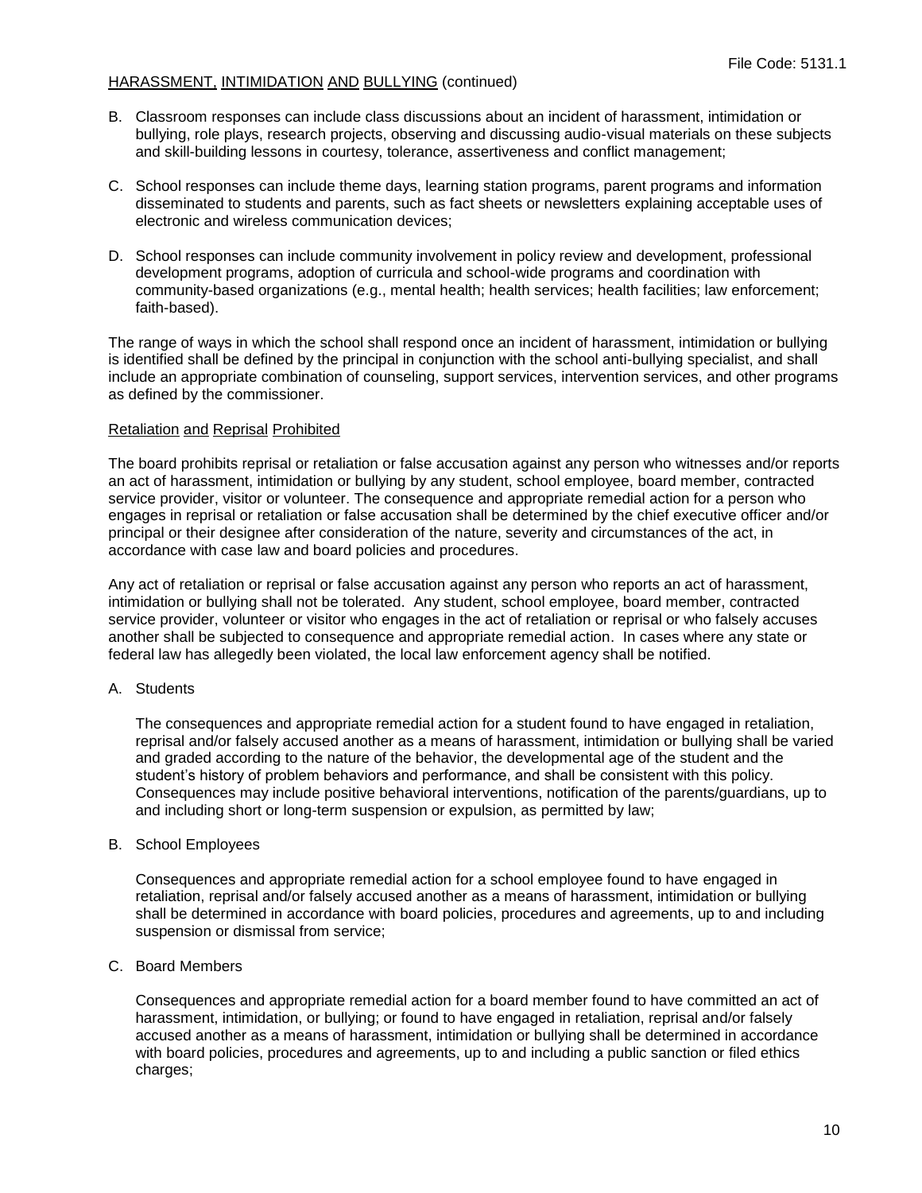B. Classroom responses can include class discussions about an incident of harassment, intimidation or bullying, role plays, research projects, observing and discussing audio-visual materials on these subjects and skill-building lessons in courtesy, tolerance, assertiveness and conflict management;

C. School responses can include theme days, learning station programs, parent programs and information disseminated to students and parents, such as fact sheets or newsletters explaining acceptable uses of electronic and wireless communication devices;

D. School responses can include community involvement in policy review and development, professional development programs, adoption of curricula and school-wide programs and coordination with community-based organizations (e.g., mental health; health services; health facilities; law enforcement; faith-based).

The range of ways in which the school shall respond once an incident of harassment, intimidation or bullying is identified shall be defined by the principal in conjunction with the school anti-bullying specialist, and shall include an appropriate combination of counseling, support services, intervention services, and other programs as defined by the commissioner.

## Retaliation and Reprisal Prohibited

The board prohibits reprisal or retaliation or false accusation against any person who witnesses and/or reports an act of harassment, intimidation or bullying by any student, school employee, board member, contracted service provider, visitor or volunteer. The consequence and appropriate remedial action for a person who engages in reprisal or retaliation or false accusation shall be determined by the chief executive officer and/or principal or their designee after consideration of the nature, severity and circumstances of the act, in accordance with case law and board policies and procedures.

Any act of retaliation or reprisal or false accusation against any person who reports an act of harassment, intimidation or bullying shall not be tolerated. Any student, school employee, board member, contracted service provider, volunteer or visitor who engages in the act of retaliation or reprisal or who falsely accuses another shall be subjected to consequence and appropriate remedial action. In cases where any state or federal law has allegedly been violated, the local law enforcement agency shall be notified.

A. Students

   The consequences and appropriate remedial action for a student found to have engaged in retaliation, reprisal and/or falsely accused another as a means of harassment, intimidation or bullying shall be varied and graded according to the nature of the behavior, the developmental age of the student and the student's history of problem behaviors and performance, and shall be consistent with this policy. Consequences may include positive behavioral interventions, notification of the parents/guardians, up to and including short or long-term suspension or expulsion, as permitted by law;

B. School Employees

   Consequences and appropriate remedial action for a school employee found to have engaged in retaliation, reprisal and/or falsely accused another as a means of harassment, intimidation or bullying shall be determined in accordance with board policies, procedures and agreements, up to and including suspension or dismissal from service;

C. Board Members

   Consequences and appropriate remedial action for a board member found to have committed an act of harassment, intimidation, or bullying; or found to have engaged in retaliation, reprisal and/or falsely accused another as a means of harassment, intimidation or bullying shall be determined in accordance with board policies, procedures and agreements, up to and including a public sanction or filed ethics charges;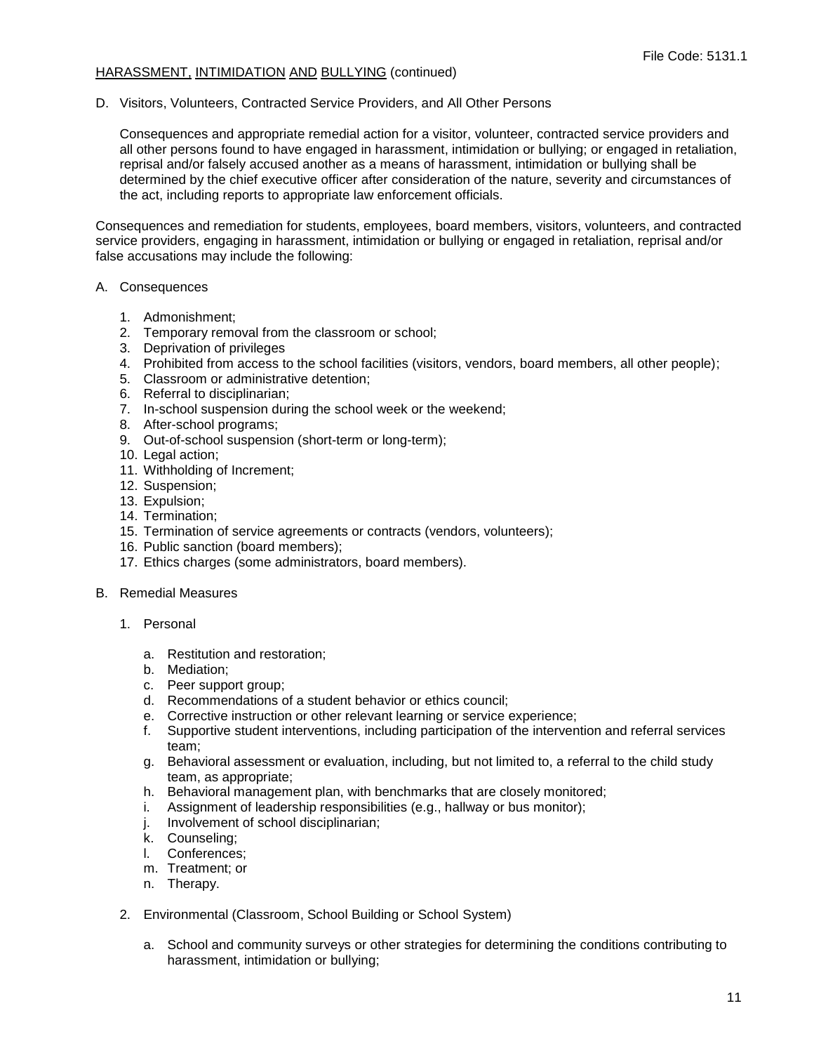D. Visitors, Volunteers, Contracted Service Providers, and All Other Persons

Consequences and appropriate remedial action for a visitor, volunteer, contracted service providers and all other persons found to have engaged in harassment, intimidation or bullying; or engaged in retaliation, reprisal and/or falsely accused another as a means of harassment, intimidation or bullying shall be determined by the chief executive officer after consideration of the nature, severity and circumstances of the act, including reports to appropriate law enforcement officials.

Consequences and remediation for students, employees, board members, visitors, volunteers, and contracted service providers, engaging in harassment, intimidation or bullying or engaged in retaliation, reprisal and/or false accusations may include the following:

A. Consequences

1. Admonishment;
2. Temporary removal from the classroom or school;
3. Deprivation of privileges
4. Prohibited from access to the school facilities (visitors, vendors, board members, all other people);
5. Classroom or administrative detention;
6. Referral to disciplinarian;
7. In-school suspension during the school week or the weekend;
8. After-school programs;
9. Out-of-school suspension (short-term or long-term);
10. Legal action;
11. Withholding of Increment;
12. Suspension;
13. Expulsion;
14. Termination;
15. Termination of service agreements or contracts (vendors, volunteers);
16. Public sanction (board members);
17. Ethics charges (some administrators, board members).

B. Remedial Measures

1. Personal

   a. Restitution and restoration;
   b. Mediation;
   c. Peer support group;
   d. Recommendations of a student behavior or ethics council;
   e. Corrective instruction or other relevant learning or service experience;
   f. Supportive student interventions, including participation of the intervention and referral services team;
   g. Behavioral assessment or evaluation, including, but not limited to, a referral to the child study team, as appropriate;
   h. Behavioral management plan, with benchmarks that are closely monitored;
   i. Assignment of leadership responsibilities (e.g., hallway or bus monitor);
   j. Involvement of school disciplinarian;
   k. Counseling;
   l. Conferences;
   m. Treatment; or
   n. Therapy.

2. Environmental (Classroom, School Building or School System)

   a. School and community surveys or other strategies for determining the conditions contributing to harassment, intimidation or bullying;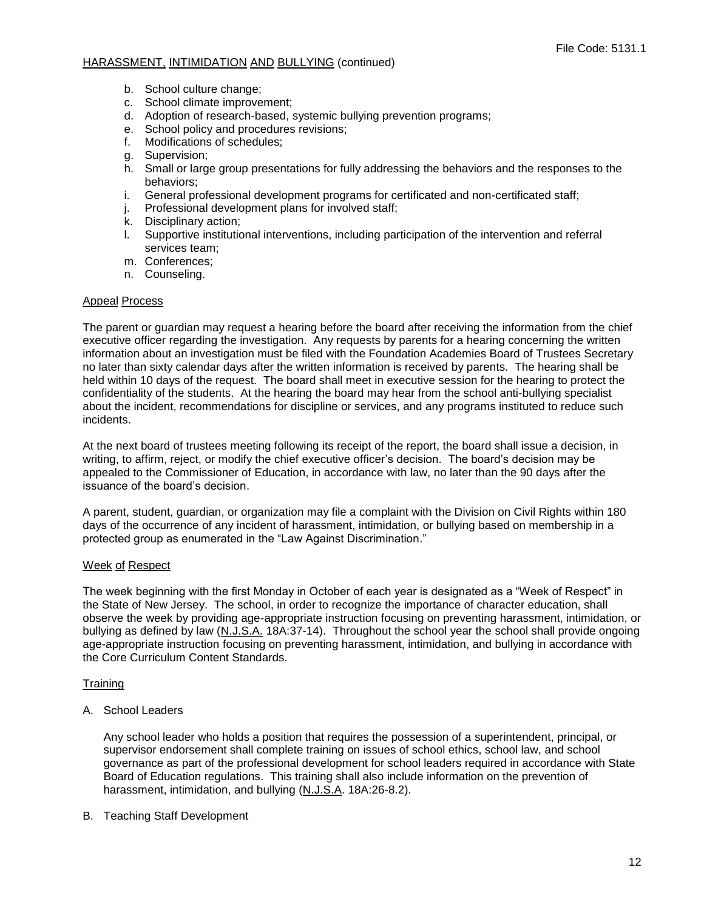b. School culture change;
c. School climate improvement;
d. Adoption of research-based, systemic bullying prevention programs;
e. School policy and procedures revisions;
f. Modifications of schedules;
g. Supervision;
h. Small or large group presentations for fully addressing the behaviors and the responses to the behaviors;
i. General professional development programs for certificated and non-certificated staff;
j. Professional development plans for involved staff;
k. Disciplinary action;
l. Supportive institutional interventions, including participation of the intervention and referral services team;
m. Conferences;
n. Counseling.

## Appeal Process

The parent or guardian may request a hearing before the board after receiving the information from the chief executive officer regarding the investigation. Any requests by parents for a hearing concerning the written information about an investigation must be filed with the Foundation Academies Board of Trustees Secretary no later than sixty calendar days after the written information is received by parents. The hearing shall be held within 10 days of the request. The board shall meet in executive session for the hearing to protect the confidentiality of the students. At the hearing the board may hear from the school anti-bullying specialist about the incident, recommendations for discipline or services, and any programs instituted to reduce such incidents.

At the next board of trustees meeting following its receipt of the report, the board shall issue a decision, in writing, to affirm, reject, or modify the chief executive officer's decision. The board's decision may be appealed to the Commissioner of Education, in accordance with law, no later than the 90 days after the issuance of the board's decision.

A parent, student, guardian, or organization may file a complaint with the Division on Civil Rights within 180 days of the occurrence of any incident of harassment, intimidation, or bullying based on membership in a protected group as enumerated in the "Law Against Discrimination."

## Week of Respect

The week beginning with the first Monday in October of each year is designated as a "Week of Respect" in the State of New Jersey. The school, in order to recognize the importance of character education, shall observe the week by providing age-appropriate instruction focusing on preventing harassment, intimidation, or bullying as defined by law (N.J.S.A. 18A:37-14). Throughout the school year the school shall provide ongoing age-appropriate instruction focusing on preventing harassment, intimidation, and bullying in accordance with the Core Curriculum Content Standards.

## Training

A. School Leaders

Any school leader who holds a position that requires the possession of a superintendent, principal, or supervisor endorsement shall complete training on issues of school ethics, school law, and school governance as part of the professional development for school leaders required in accordance with State Board of Education regulations. This training shall also include information on the prevention of harassment, intimidation, and bullying (N.J.S.A. 18A:26-8.2).

B. Teaching Staff Development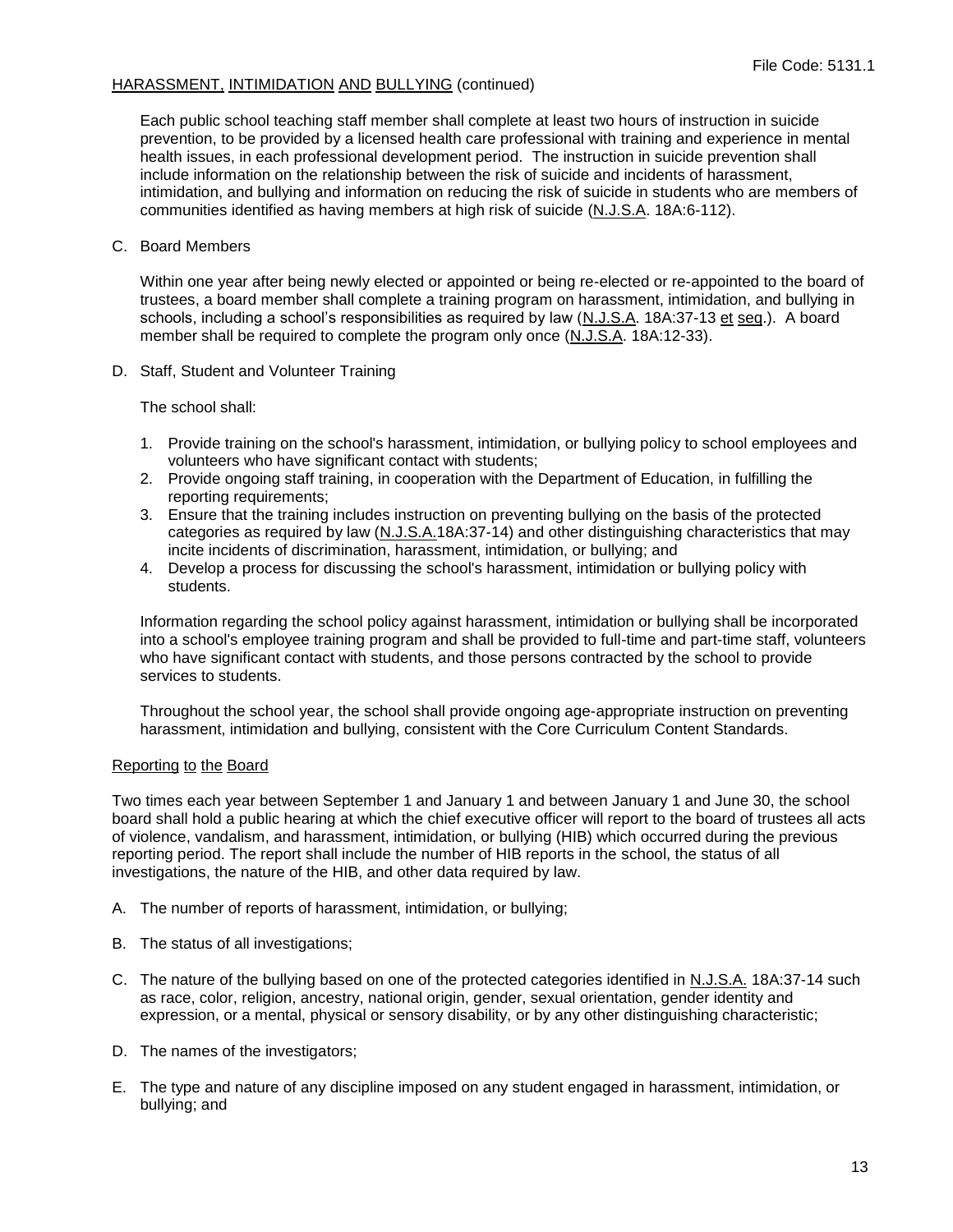Each public school teaching staff member shall complete at least two hours of instruction in suicide prevention, to be provided by a licensed health care professional with training and experience in mental health issues, in each professional development period. The instruction in suicide prevention shall include information on the relationship between the risk of suicide and incidents of harassment, intimidation, and bullying and information on reducing the risk of suicide in students who are members of communities identified as having members at high risk of suicide (N.J.S.A. 18A:6-112).

C. Board Members

Within one year after being newly elected or appointed or being re-elected or re-appointed to the board of trustees, a board member shall complete a training program on harassment, intimidation, and bullying in schools, including a school's responsibilities as required by law (N.J.S.A. 18A:37-13 et seq.). A board member shall be required to complete the program only once (N.J.S.A. 18A:12-33).

D. Staff, Student and Volunteer Training

The school shall:

1. Provide training on the school's harassment, intimidation, or bullying policy to school employees and volunteers who have significant contact with students;
2. Provide ongoing staff training, in cooperation with the Department of Education, in fulfilling the reporting requirements;
3. Ensure that the training includes instruction on preventing bullying on the basis of the protected categories as required by law (N.J.S.A.18A:37-14) and other distinguishing characteristics that may incite incidents of discrimination, harassment, intimidation, or bullying; and
4. Develop a process for discussing the school's harassment, intimidation or bullying policy with students.

Information regarding the school policy against harassment, intimidation or bullying shall be incorporated into a school's employee training program and shall be provided to full-time and part-time staff, volunteers who have significant contact with students, and those persons contracted by the school to provide services to students.

Throughout the school year, the school shall provide ongoing age-appropriate instruction on preventing harassment, intimidation and bullying, consistent with the Core Curriculum Content Standards.

## Reporting to the Board

Two times each year between September 1 and January 1 and between January 1 and June 30, the school board shall hold a public hearing at which the chief executive officer will report to the board of trustees all acts of violence, vandalism, and harassment, intimidation, or bullying (HIB) which occurred during the previous reporting period. The report shall include the number of HIB reports in the school, the status of all investigations, the nature of the HIB, and other data required by law.

A. The number of reports of harassment, intimidation, or bullying;

B. The status of all investigations;

C. The nature of the bullying based on one of the protected categories identified in N.J.S.A. 18A:37-14 such as race, color, religion, ancestry, national origin, gender, sexual orientation, gender identity and expression, or a mental, physical or sensory disability, or by any other distinguishing characteristic;

D. The names of the investigators;

E. The type and nature of any discipline imposed on any student engaged in harassment, intimidation, or bullying; and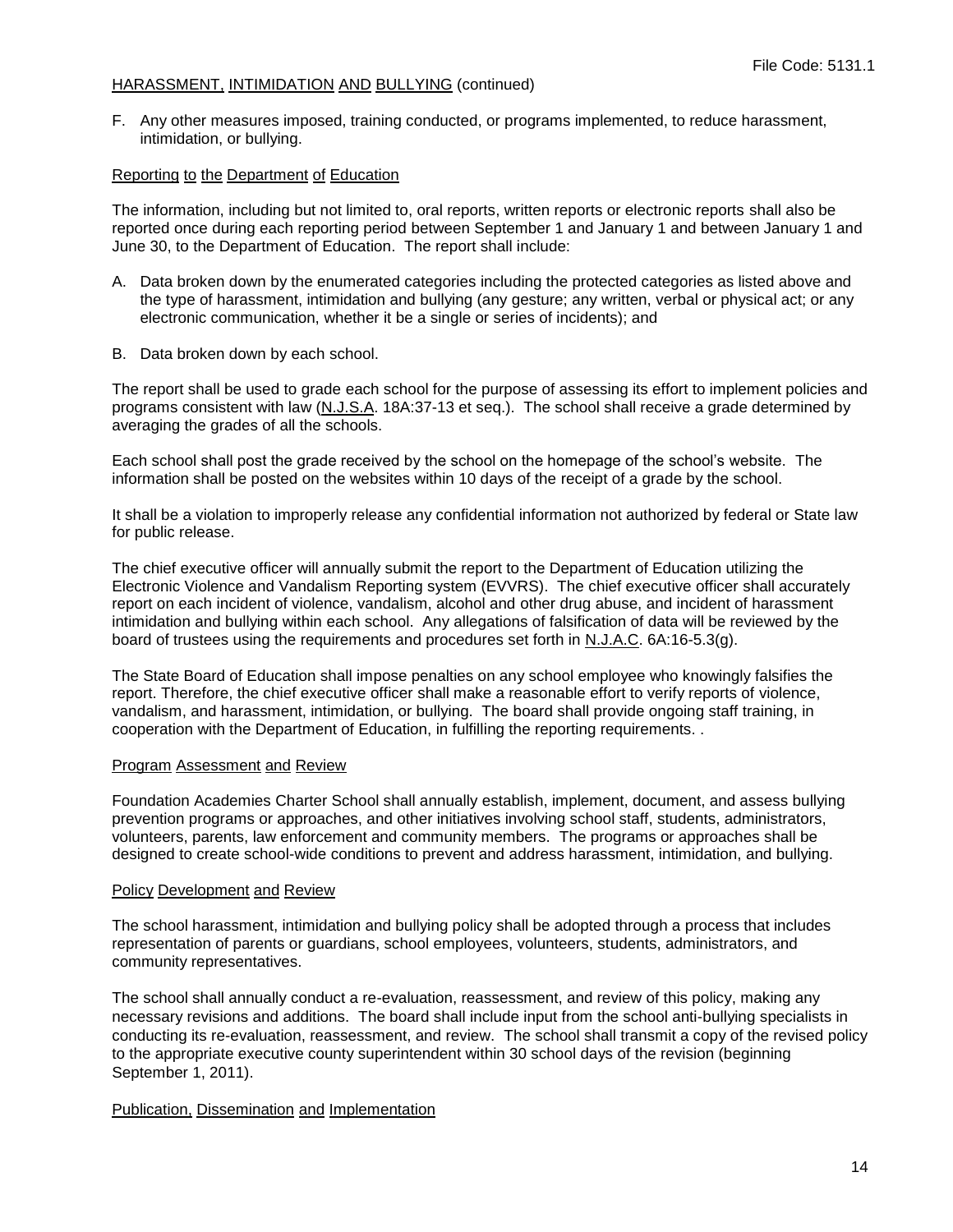HARASSMENT, INTIMIDATION AND BULLYING (continued)

F. Any other measures imposed, training conducted, or programs implemented, to reduce harassment, intimidation, or bullying.

Reporting to the Department of Education

The information, including but not limited to, oral reports, written reports or electronic reports shall also be reported once during each reporting period between September 1 and January 1 and between January 1 and June 30, to the Department of Education. The report shall include:

A. Data broken down by the enumerated categories including the protected categories as listed above and the type of harassment, intimidation and bullying (any gesture; any written, verbal or physical act; or any electronic communication, whether it be a single or series of incidents); and

B. Data broken down by each school.

The report shall be used to grade each school for the purpose of assessing its effort to implement policies and programs consistent with law (N.J.S.A. 18A:37-13 et seq.). The school shall receive a grade determined by averaging the grades of all the schools.

Each school shall post the grade received by the school on the homepage of the school's website. The information shall be posted on the websites within 10 days of the receipt of a grade by the school.

It shall be a violation to improperly release any confidential information not authorized by federal or State law for public release.

The chief executive officer will annually submit the report to the Department of Education utilizing the Electronic Violence and Vandalism Reporting system (EVVRS). The chief executive officer shall accurately report on each incident of violence, vandalism, alcohol and other drug abuse, and incident of harassment intimidation and bullying within each school. Any allegations of falsification of data will be reviewed by the board of trustees using the requirements and procedures set forth in N.J.A.C. 6A:16-5.3(g).

The State Board of Education shall impose penalties on any school employee who knowingly falsifies the report. Therefore, the chief executive officer shall make a reasonable effort to verify reports of violence, vandalism, and harassment, intimidation, or bullying. The board shall provide ongoing staff training, in cooperation with the Department of Education, in fulfilling the reporting requirements. .

Program Assessment and Review

Foundation Academies Charter School shall annually establish, implement, document, and assess bullying prevention programs or approaches, and other initiatives involving school staff, students, administrators, volunteers, parents, law enforcement and community members. The programs or approaches shall be designed to create school-wide conditions to prevent and address harassment, intimidation, and bullying.

Policy Development and Review

The school harassment, intimidation and bullying policy shall be adopted through a process that includes representation of parents or guardians, school employees, volunteers, students, administrators, and community representatives.

The school shall annually conduct a re-evaluation, reassessment, and review of this policy, making any necessary revisions and additions. The board shall include input from the school anti-bullying specialists in conducting its re-evaluation, reassessment, and review. The school shall transmit a copy of the revised policy to the appropriate executive county superintendent within 30 school days of the revision (beginning September 1, 2011).

Publication, Dissemination and Implementation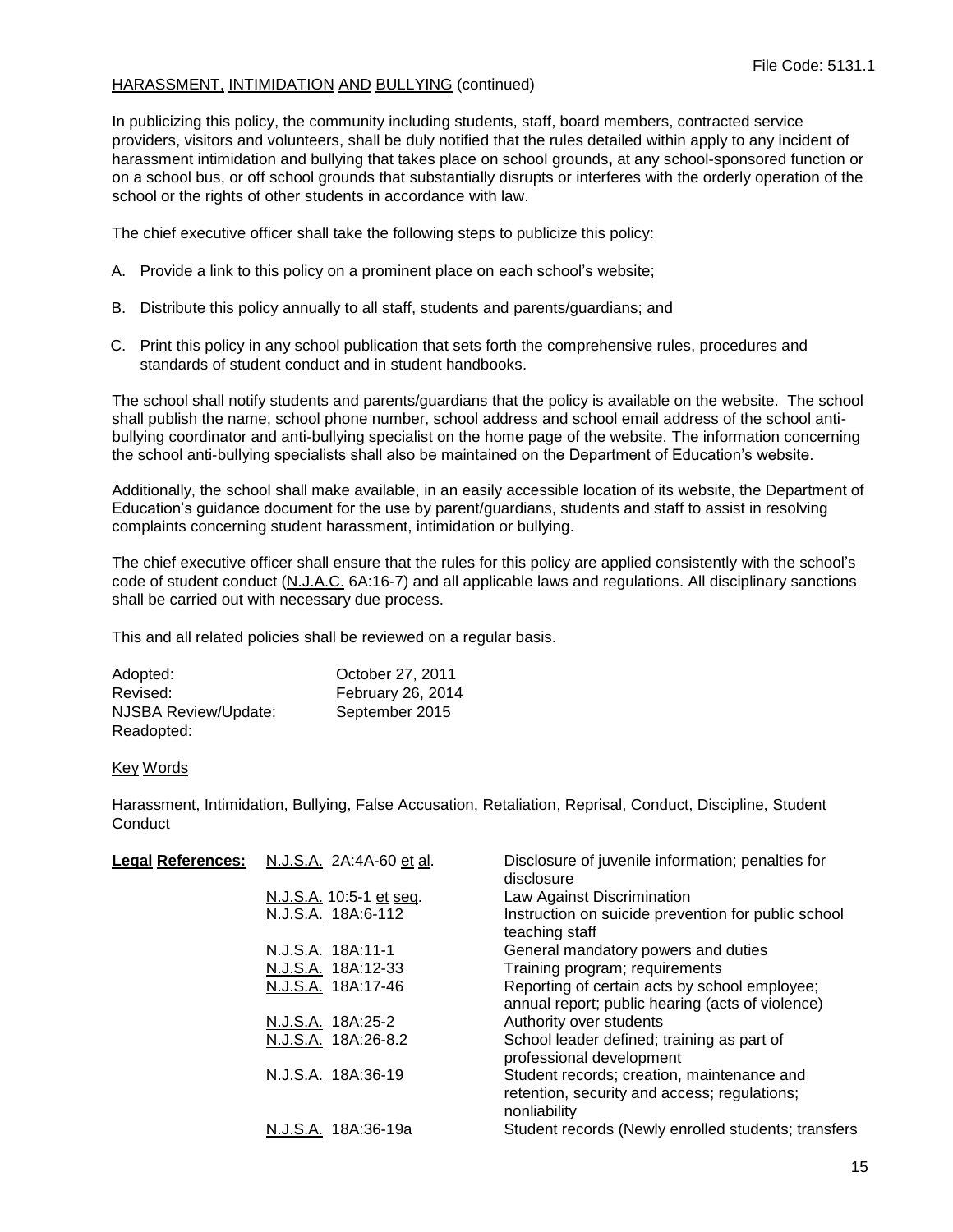HARASSMENT, INTIMIDATION AND BULLYING (continued)

In publicizing this policy, the community including students, staff, board members, contracted service providers, visitors and volunteers, shall be duly notified that the rules detailed within apply to any incident of harassment intimidation and bullying that takes place on school grounds**,** at any school-sponsored function or on a school bus, or off school grounds that substantially disrupts or interferes with the orderly operation of the school or the rights of other students in accordance with law.

The chief executive officer shall take the following steps to publicize this policy:

A. Provide a link to this policy on a prominent place on each school's website;

B. Distribute this policy annually to all staff, students and parents/guardians; and

C. Print this policy in any school publication that sets forth the comprehensive rules, procedures and standards of student conduct and in student handbooks.

The school shall notify students and parents/guardians that the policy is available on the website. The school shall publish the name, school phone number, school address and school email address of the school anti-bullying coordinator and anti-bullying specialist on the home page of the website. The information concerning the school anti-bullying specialists shall also be maintained on the Department of Education's website.

Additionally, the school shall make available, in an easily accessible location of its website, the Department of Education's guidance document for the use by parent/guardians, students and staff to assist in resolving complaints concerning student harassment, intimidation or bullying.

The chief executive officer shall ensure that the rules for this policy are applied consistently with the school's code of student conduct (N.J.A.C. 6A:16-7) and all applicable laws and regulations. All disciplinary sanctions shall be carried out with necessary due process.

This and all related policies shall be reviewed on a regular basis.

| | |
|---|---|
| Adopted: | October 27, 2011 |
| Revised: | February 26, 2014 |
| NJSBA Review/Update: | September 2015 |
| Readopted: | |

Key Words

Harassment, Intimidation, Bullying, False Accusation, Retaliation, Reprisal, Conduct, Discipline, Student Conduct

| **Legal References:** | | |
|---|---|---|
| | N.J.S.A. 2A:4A-60 et al. | Disclosure of juvenile information; penalties for disclosure |
| | N.J.S.A. 10:5-1 et seq. | Law Against Discrimination |
| | N.J.S.A. 18A:6-112 | Instruction on suicide prevention for public school teaching staff |
| | N.J.S.A. 18A:11-1 | General mandatory powers and duties |
| | N.J.S.A. 18A:12-33 | Training program; requirements |
| | N.J.S.A. 18A:17-46 | Reporting of certain acts by school employee; annual report; public hearing (acts of violence) |
| | N.J.S.A. 18A:25-2 | Authority over students |
| | N.J.S.A. 18A:26-8.2 | School leader defined; training as part of professional development |
| | N.J.S.A. 18A:36-19 | Student records; creation, maintenance and retention, security and access; regulations; nonliability |
| | N.J.S.A. 18A:36-19a | Student records (Newly enrolled students; transfers |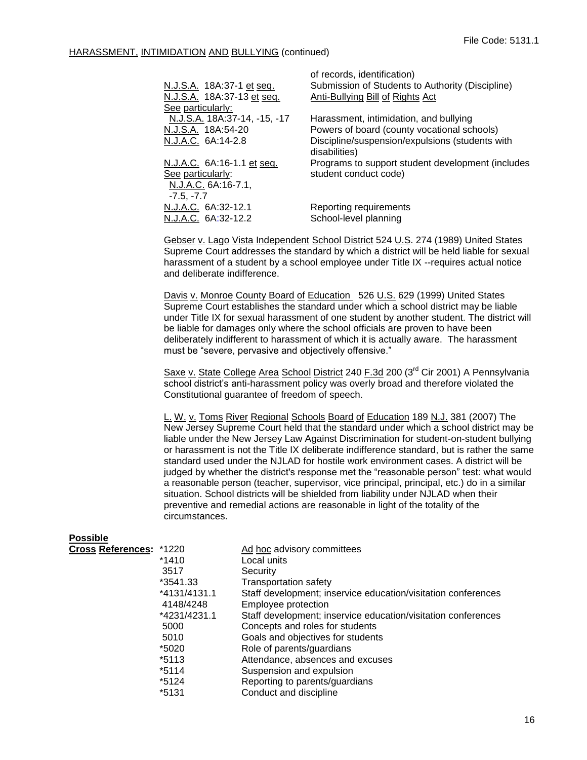of records, identification)

| | |
|---|---|
| N.J.S.A. 18A:37-1 et seq. | Submission of Students to Authority (Discipline) |
| N.J.S.A. 18A:37-13 et seq. | Anti-Bullying Bill of Rights Act |
| See particularly: N.J.S.A. 18A:37-14, -15, -17 | Harassment, intimidation, and bullying |
| N.J.S.A. 18A:54-20 | Powers of board (county vocational schools) |
| N.J.A.C. 6A:14-2.8 | Discipline/suspension/expulsions (students with disabilities) |
| N.J.A.C. 6A:16-1.1 et seq. See particularly: N.J.A.C. 6A:16-7.1, -7.5, -7.7 | Programs to support student development (includes student conduct code) |
| N.J.A.C. 6A:32-12.1 | Reporting requirements |
| N.J.A.C. 6A:32-12.2 | School-level planning |

Gebser v. Lago Vista Independent School District 524 U.S. 274 (1989) United States Supreme Court addresses the standard by which a district will be held liable for sexual harassment of a student by a school employee under Title IX --requires actual notice and deliberate indifference.

Davis v. Monroe County Board of Education 526 U.S. 629 (1999) United States Supreme Court establishes the standard under which a school district may be liable under Title IX for sexual harassment of one student by another student. The district will be liable for damages only where the school officials are proven to have been deliberately indifferent to harassment of which it is actually aware. The harassment must be "severe, pervasive and objectively offensive."

Saxe v. State College Area School District 240 F.3d 200 (3rd Cir 2001) A Pennsylvania school district's anti-harassment policy was overly broad and therefore violated the Constitutional guarantee of freedom of speech.

L. W. v. Toms River Regional Schools Board of Education 189 N.J. 381 (2007) The New Jersey Supreme Court held that the standard under which a school district may be liable under the New Jersey Law Against Discrimination for student-on-student bullying or harassment is not the Title IX deliberate indifference standard, but is rather the same standard used under the NJLAD for hostile work environment cases. A district will be judged by whether the district's response met the "reasonable person" test: what would a reasonable person (teacher, supervisor, vice principal, principal, etc.) do in a similar situation. School districts will be shielded from liability under NJLAD when their preventive and remedial actions are reasonable in light of the totality of the circumstances.

**Possible Cross References:**

| | |
|---|---|
| *1220 | Ad hoc advisory committees |
| *1410 | Local units |
| 3517 | Security |
| *3541.33 | Transportation safety |
| *4131/4131.1 | Staff development; inservice education/visitation conferences |
| 4148/4248 | Employee protection |
| *4231/4231.1 | Staff development; inservice education/visitation conferences |
| 5000 | Concepts and roles for students |
| 5010 | Goals and objectives for students |
| *5020 | Role of parents/guardians |
| *5113 | Attendance, absences and excuses |
| *5114 | Suspension and expulsion |
| *5124 | Reporting to parents/guardians |
| *5131 | Conduct and discipline |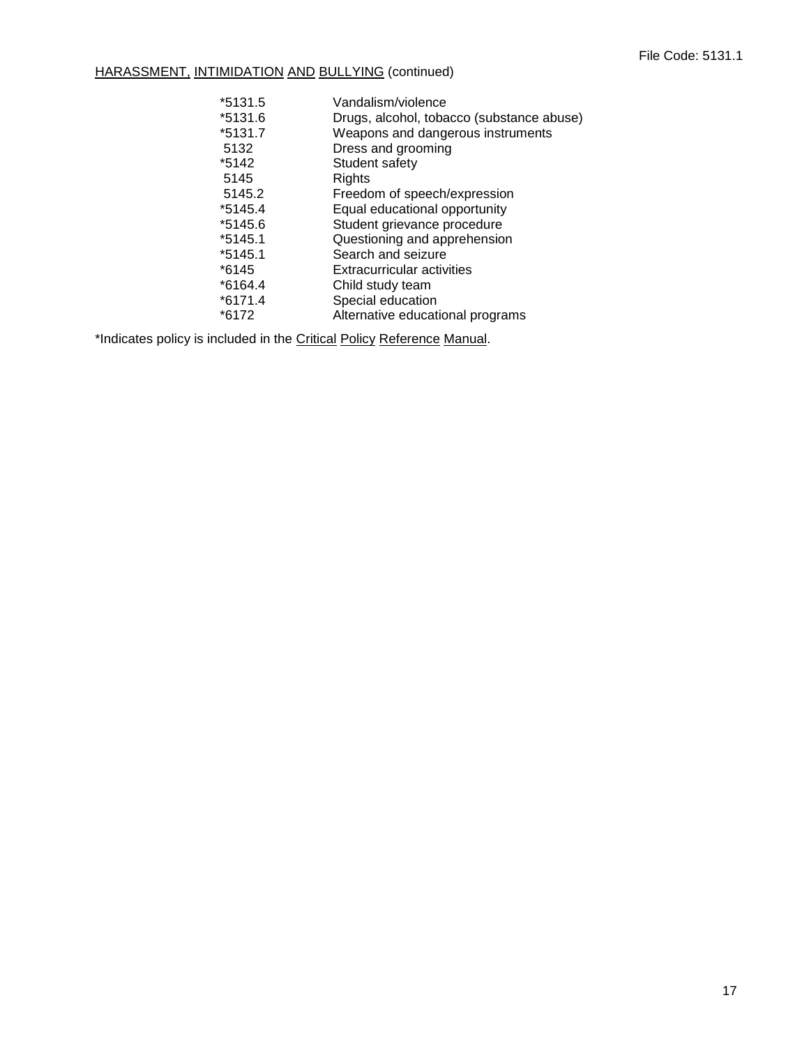HARASSMENT, INTIMIDATION AND BULLYING (continued)

| | |
|---|---|
| *5131.5 | Vandalism/violence |
| *5131.6 | Drugs, alcohol, tobacco (substance abuse) |
| *5131.7 | Weapons and dangerous instruments |
| 5132 | Dress and grooming |
| *5142 | Student safety |
| 5145 | Rights |
| 5145.2 | Freedom of speech/expression |
| *5145.4 | Equal educational opportunity |
| *5145.6 | Student grievance procedure |
| *5145.1 | Questioning and apprehension |
| *5145.1 | Search and seizure |
| *6145 | Extracurricular activities |
| *6164.4 | Child study team |
| *6171.4 | Special education |
| *6172 | Alternative educational programs |

*Indicates policy is included in the Critical Policy Reference Manual.